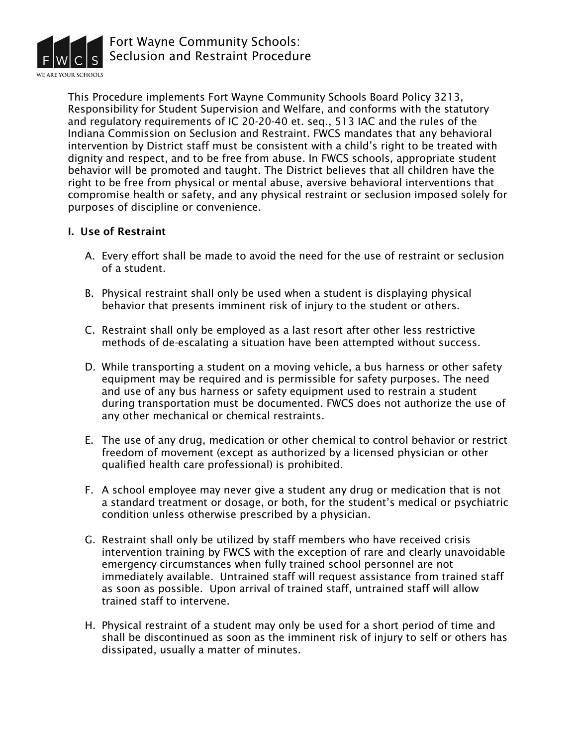# Fort Wayne Community Schools: Seclusion and Restraint Procedure

This Procedure implements Fort Wayne Community Schools Board Policy 3213, Responsibility for Student Supervision and Welfare, and conforms with the statutory and regulatory requirements of IC 20-20-40 et. seq., 513 IAC and the rules of the Indiana Commission on Seclusion and Restraint. FWCS mandates that any behavioral intervention by District staff must be consistent with a child's right to be treated with dignity and respect, and to be free from abuse. In FWCS schools, appropriate student behavior will be promoted and taught. The District believes that all children have the right to be free from physical or mental abuse, aversive behavioral interventions that compromise health or safety, and any physical restraint or seclusion imposed solely for purposes of discipline or convenience.

## I. Use of Restraint

A. Every effort shall be made to avoid the need for the use of restraint or seclusion of a student.

B. Physical restraint shall only be used when a student is displaying physical behavior that presents imminent risk of injury to the student or others.

C. Restraint shall only be employed as a last resort after other less restrictive methods of de-escalating a situation have been attempted without success.

D. While transporting a student on a moving vehicle, a bus harness or other safety equipment may be required and is permissible for safety purposes. The need and use of any bus harness or safety equipment used to restrain a student during transportation must be documented. FWCS does not authorize the use of any other mechanical or chemical restraints.

E. The use of any drug, medication or other chemical to control behavior or restrict freedom of movement (except as authorized by a licensed physician or other qualified health care professional) is prohibited.

F. A school employee may never give a student any drug or medication that is not a standard treatment or dosage, or both, for the student's medical or psychiatric condition unless otherwise prescribed by a physician.

G. Restraint shall only be utilized by staff members who have received crisis intervention training by FWCS with the exception of rare and clearly unavoidable emergency circumstances when fully trained school personnel are not immediately available. Untrained staff will request assistance from trained staff as soon as possible. Upon arrival of trained staff, untrained staff will allow trained staff to intervene.

H. Physical restraint of a student may only be used for a short period of time and shall be discontinued as soon as the imminent risk of injury to self or others has dissipated, usually a matter of minutes.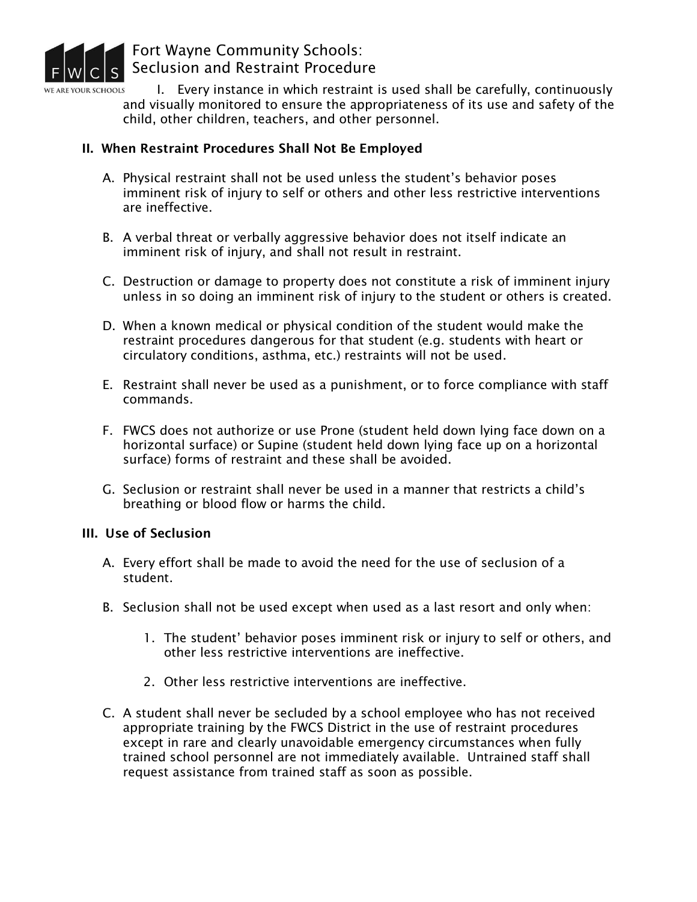I. Every instance in which restraint is used shall be carefully, continuously and visually monitored to ensure the appropriateness of its use and safety of the child, other children, teachers, and other personnel.

## II. When Restraint Procedures Shall Not Be Employed

A. Physical restraint shall not be used unless the student's behavior poses imminent risk of injury to self or others and other less restrictive interventions are ineffective.

B. A verbal threat or verbally aggressive behavior does not itself indicate an imminent risk of injury, and shall not result in restraint.

C. Destruction or damage to property does not constitute a risk of imminent injury unless in so doing an imminent risk of injury to the student or others is created.

D. When a known medical or physical condition of the student would make the restraint procedures dangerous for that student (e.g. students with heart or circulatory conditions, asthma, etc.) restraints will not be used.

E. Restraint shall never be used as a punishment, or to force compliance with staff commands.

F. FWCS does not authorize or use Prone (student held down lying face down on a horizontal surface) or Supine (student held down lying face up on a horizontal surface) forms of restraint and these shall be avoided.

G. Seclusion or restraint shall never be used in a manner that restricts a child's breathing or blood flow or harms the child.

## III. Use of Seclusion

A. Every effort shall be made to avoid the need for the use of seclusion of a student.

B. Seclusion shall not be used except when used as a last resort and only when:

   1. The student' behavior poses imminent risk or injury to self or others, and other less restrictive interventions are ineffective.

   2. Other less restrictive interventions are ineffective.

C. A student shall never be secluded by a school employee who has not received appropriate training by the FWCS District in the use of restraint procedures except in rare and clearly unavoidable emergency circumstances when fully trained school personnel are not immediately available. Untrained staff shall request assistance from trained staff as soon as possible.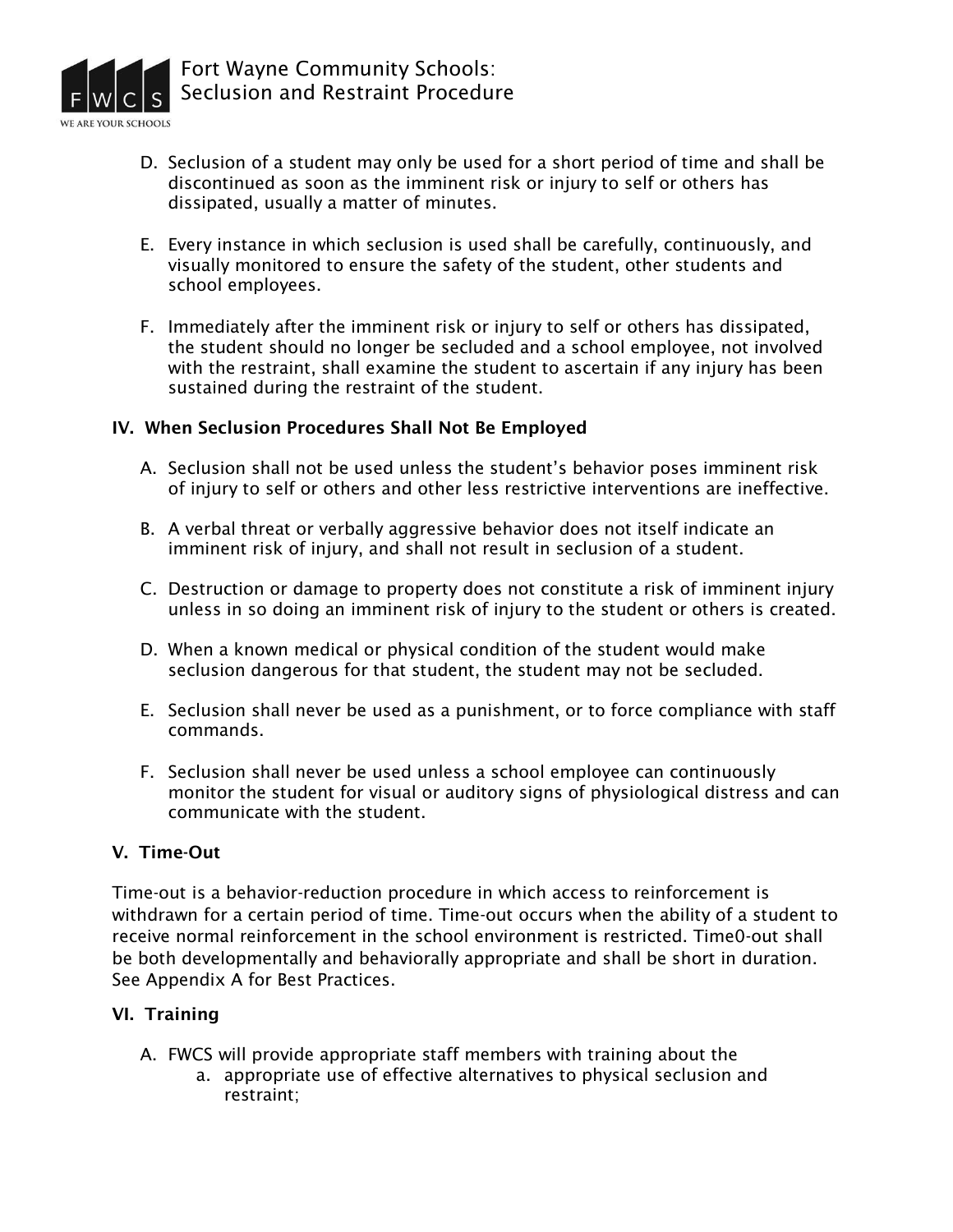D. Seclusion of a student may only be used for a short period of time and shall be discontinued as soon as the imminent risk or injury to self or others has dissipated, usually a matter of minutes.

E. Every instance in which seclusion is used shall be carefully, continuously, and visually monitored to ensure the safety of the student, other students and school employees.

F. Immediately after the imminent risk or injury to self or others has dissipated, the student should no longer be secluded and a school employee, not involved with the restraint, shall examine the student to ascertain if any injury has been sustained during the restraint of the student.

### IV. When Seclusion Procedures Shall Not Be Employed

A. Seclusion shall not be used unless the student's behavior poses imminent risk of injury to self or others and other less restrictive interventions are ineffective.

B. A verbal threat or verbally aggressive behavior does not itself indicate an imminent risk of injury, and shall not result in seclusion of a student.

C. Destruction or damage to property does not constitute a risk of imminent injury unless in so doing an imminent risk of injury to the student or others is created.

D. When a known medical or physical condition of the student would make seclusion dangerous for that student, the student may not be secluded.

E. Seclusion shall never be used as a punishment, or to force compliance with staff commands.

F. Seclusion shall never be used unless a school employee can continuously monitor the student for visual or auditory signs of physiological distress and can communicate with the student.

### V. Time-Out

Time-out is a behavior-reduction procedure in which access to reinforcement is withdrawn for a certain period of time. Time-out occurs when the ability of a student to receive normal reinforcement in the school environment is restricted. Time0-out shall be both developmentally and behaviorally appropriate and shall be short in duration. See Appendix A for Best Practices.

### VI. Training

A. FWCS will provide appropriate staff members with training about the
   a. appropriate use of effective alternatives to physical seclusion and restraint;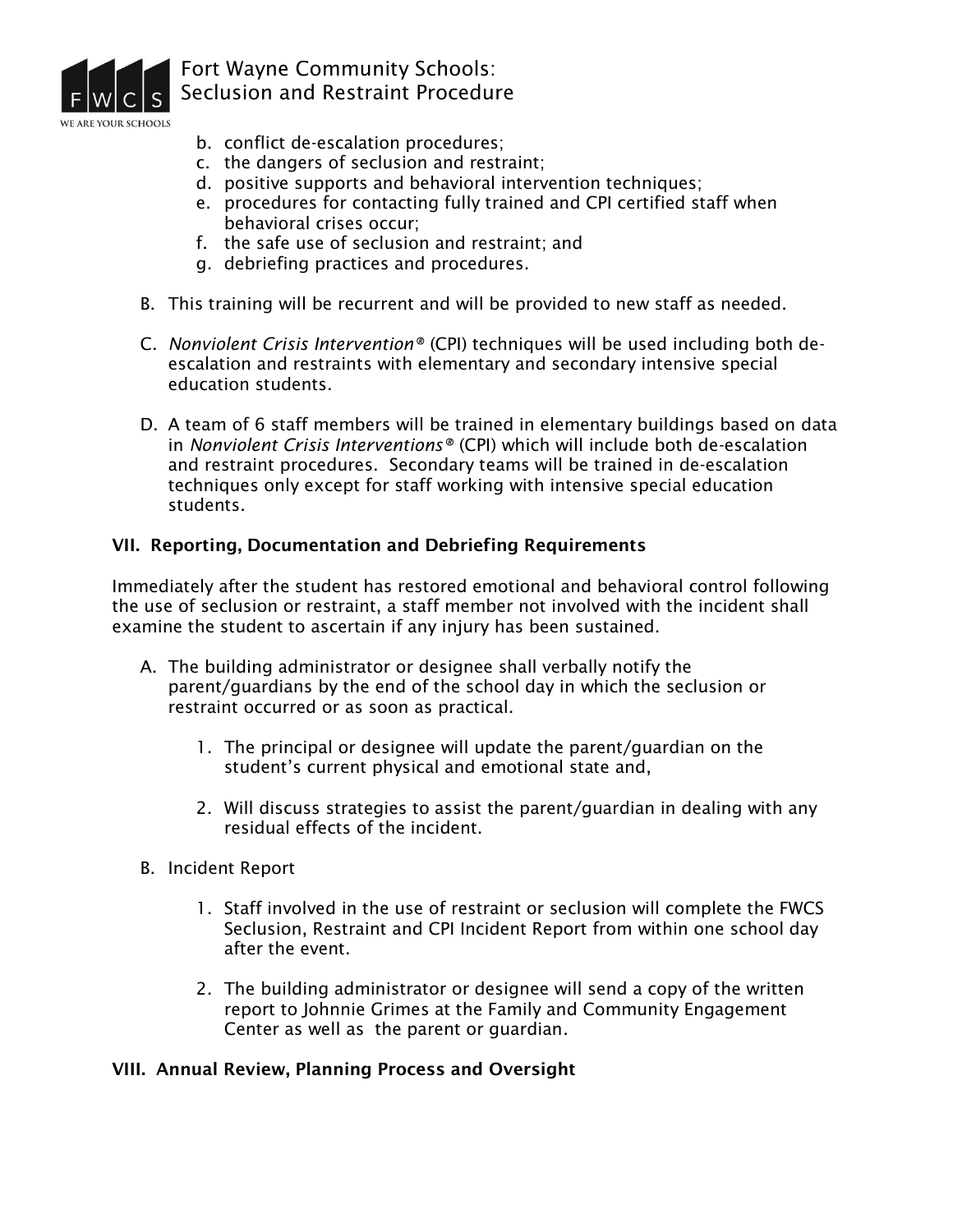b. conflict de-escalation procedures;
c. the dangers of seclusion and restraint;
d. positive supports and behavioral intervention techniques;
e. procedures for contacting fully trained and CPI certified staff when behavioral crises occur;
f. the safe use of seclusion and restraint; and
g. debriefing practices and procedures.

B. This training will be recurrent and will be provided to new staff as needed.

C. *Nonviolent Crisis Intervention®* (CPI) techniques will be used including both de-escalation and restraints with elementary and secondary intensive special education students.

D. A team of 6 staff members will be trained in elementary buildings based on data in *Nonviolent Crisis Interventions®* (CPI) which will include both de-escalation and restraint procedures. Secondary teams will be trained in de-escalation techniques only except for staff working with intensive special education students.

## VII. Reporting, Documentation and Debriefing Requirements

Immediately after the student has restored emotional and behavioral control following the use of seclusion or restraint, a staff member not involved with the incident shall examine the student to ascertain if any injury has been sustained.

A. The building administrator or designee shall verbally notify the parent/guardians by the end of the school day in which the seclusion or restraint occurred or as soon as practical.

   1. The principal or designee will update the parent/guardian on the student's current physical and emotional state and,

   2. Will discuss strategies to assist the parent/guardian in dealing with any residual effects of the incident.

B. Incident Report

   1. Staff involved in the use of restraint or seclusion will complete the FWCS Seclusion, Restraint and CPI Incident Report from within one school day after the event.

   2. The building administrator or designee will send a copy of the written report to Johnnie Grimes at the Family and Community Engagement Center as well as the parent or guardian.

## VIII. Annual Review, Planning Process and Oversight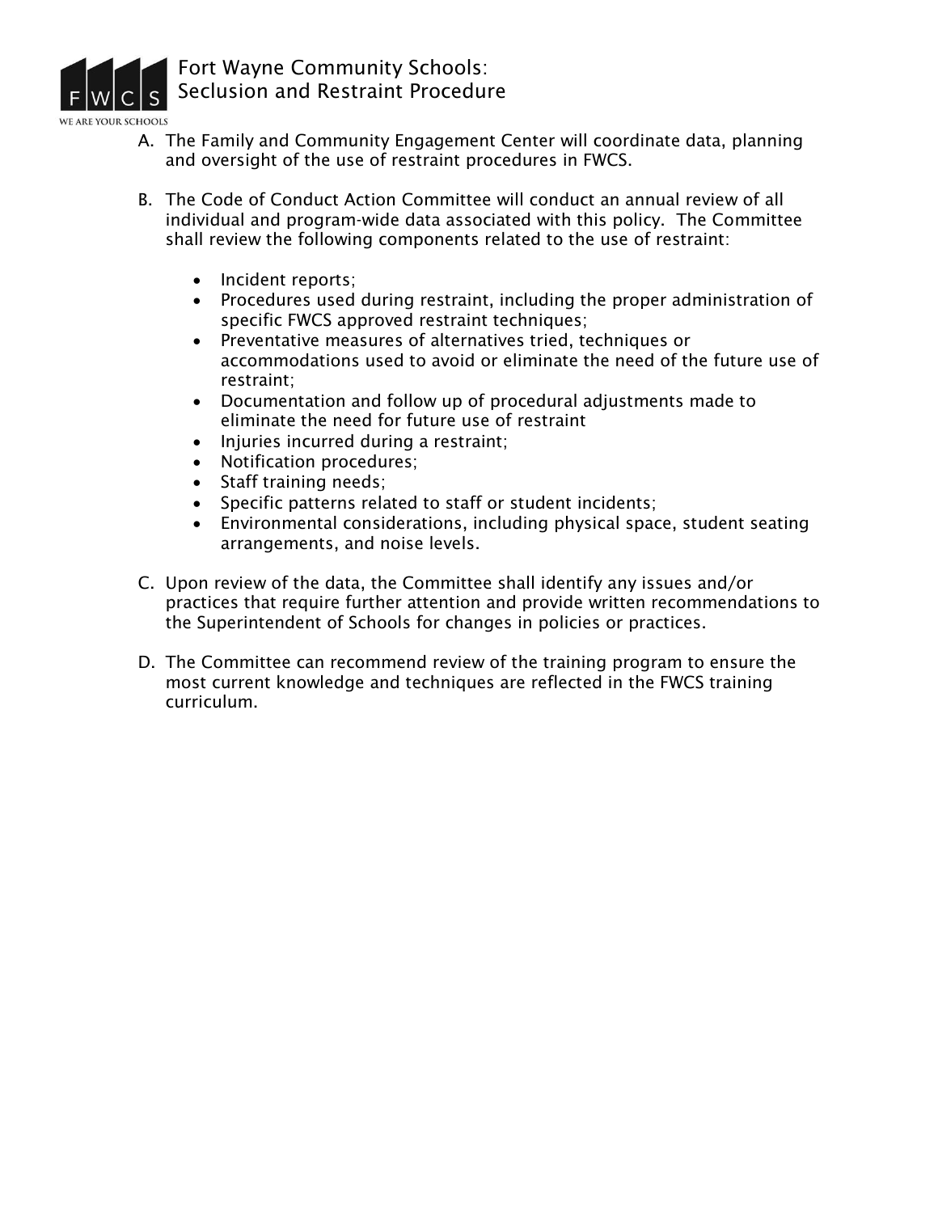A. The Family and Community Engagement Center will coordinate data, planning and oversight of the use of restraint procedures in FWCS.

B. The Code of Conduct Action Committee will conduct an annual review of all individual and program-wide data associated with this policy. The Committee shall review the following components related to the use of restraint:

   - Incident reports;
   - Procedures used during restraint, including the proper administration of specific FWCS approved restraint techniques;
   - Preventative measures of alternatives tried, techniques or accommodations used to avoid or eliminate the need of the future use of restraint;
   - Documentation and follow up of procedural adjustments made to eliminate the need for future use of restraint
   - Injuries incurred during a restraint;
   - Notification procedures;
   - Staff training needs;
   - Specific patterns related to staff or student incidents;
   - Environmental considerations, including physical space, student seating arrangements, and noise levels.

C. Upon review of the data, the Committee shall identify any issues and/or practices that require further attention and provide written recommendations to the Superintendent of Schools for changes in policies or practices.

D. The Committee can recommend review of the training program to ensure the most current knowledge and techniques are reflected in the FWCS training curriculum.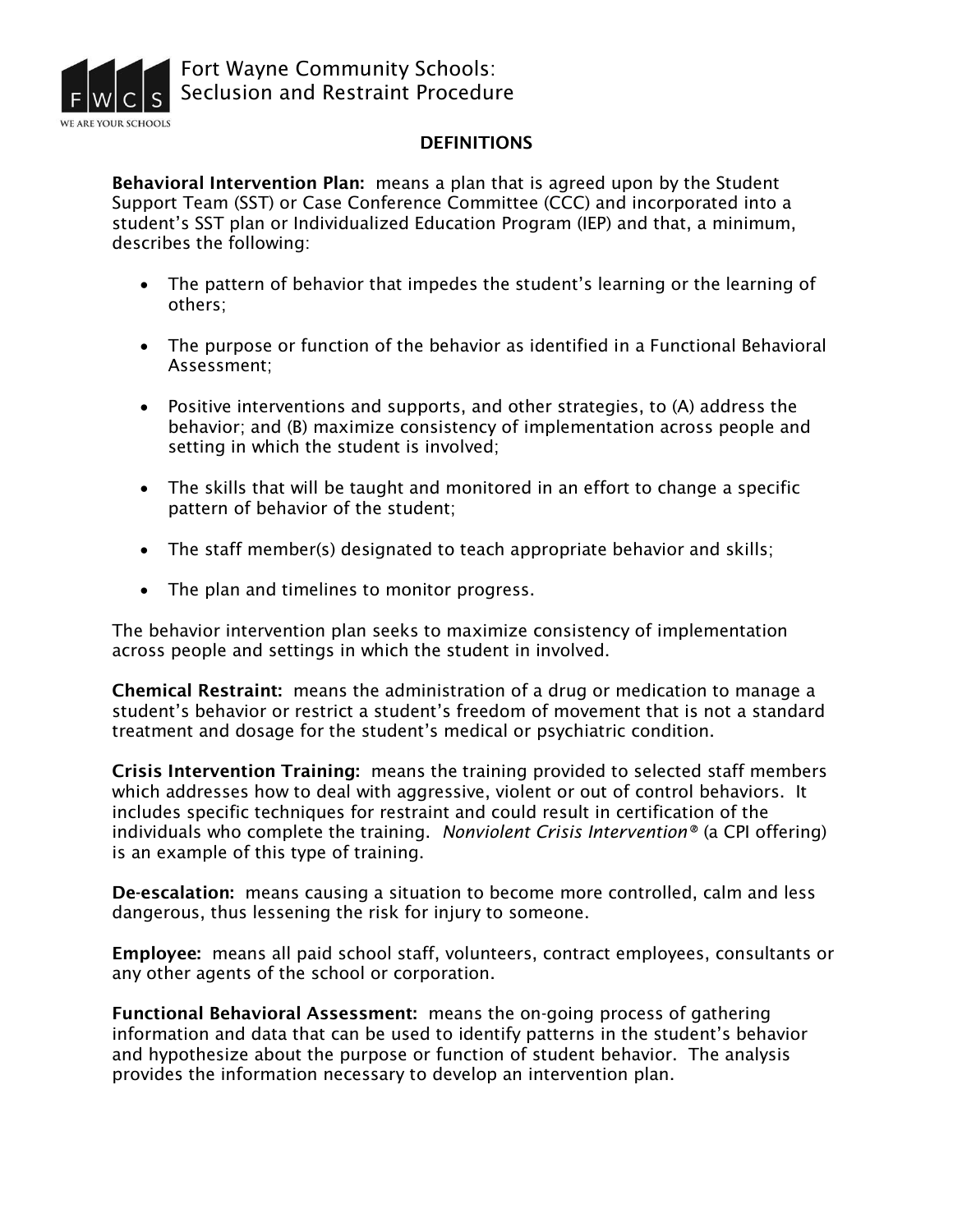Fort Wayne Community Schools: Seclusion and Restraint Procedure

## DEFINITIONS

**Behavioral Intervention Plan:** means a plan that is agreed upon by the Student Support Team (SST) or Case Conference Committee (CCC) and incorporated into a student's SST plan or Individualized Education Program (IEP) and that, a minimum, describes the following:

- The pattern of behavior that impedes the student's learning or the learning of others;
- The purpose or function of the behavior as identified in a Functional Behavioral Assessment;
- Positive interventions and supports, and other strategies, to (A) address the behavior; and (B) maximize consistency of implementation across people and setting in which the student is involved;
- The skills that will be taught and monitored in an effort to change a specific pattern of behavior of the student;
- The staff member(s) designated to teach appropriate behavior and skills;
- The plan and timelines to monitor progress.

The behavior intervention plan seeks to maximize consistency of implementation across people and settings in which the student in involved.

**Chemical Restraint:** means the administration of a drug or medication to manage a student's behavior or restrict a student's freedom of movement that is not a standard treatment and dosage for the student's medical or psychiatric condition.

**Crisis Intervention Training:** means the training provided to selected staff members which addresses how to deal with aggressive, violent or out of control behaviors. It includes specific techniques for restraint and could result in certification of the individuals who complete the training. *Nonviolent Crisis Intervention®* (a CPI offering) is an example of this type of training.

**De-escalation:** means causing a situation to become more controlled, calm and less dangerous, thus lessening the risk for injury to someone.

**Employee:** means all paid school staff, volunteers, contract employees, consultants or any other agents of the school or corporation.

**Functional Behavioral Assessment:** means the on-going process of gathering information and data that can be used to identify patterns in the student's behavior and hypothesize about the purpose or function of student behavior. The analysis provides the information necessary to develop an intervention plan.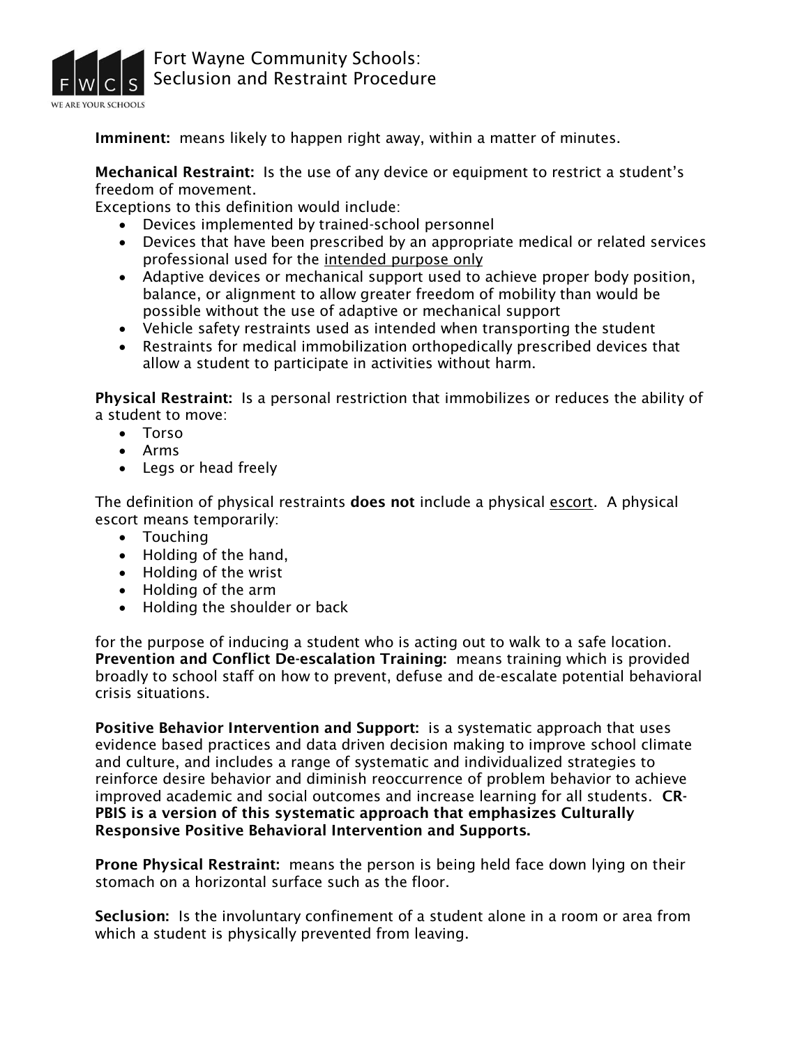**Imminent:** means likely to happen right away, within a matter of minutes.

**Mechanical Restraint:** Is the use of any device or equipment to restrict a student's freedom of movement.
Exceptions to this definition would include:

- Devices implemented by trained-school personnel
- Devices that have been prescribed by an appropriate medical or related services professional used for the <u>intended purpose only</u>
- Adaptive devices or mechanical support used to achieve proper body position, balance, or alignment to allow greater freedom of mobility than would be possible without the use of adaptive or mechanical support
- Vehicle safety restraints used as intended when transporting the student
- Restraints for medical immobilization orthopedically prescribed devices that allow a student to participate in activities without harm.

**Physical Restraint:** Is a personal restriction that immobilizes or reduces the ability of a student to move:

- Torso
- Arms
- Legs or head freely

The definition of physical restraints **does not** include a physical <u>escort</u>. A physical escort means temporarily:

- Touching
- Holding of the hand,
- Holding of the wrist
- Holding of the arm
- Holding the shoulder or back

for the purpose of inducing a student who is acting out to walk to a safe location.
**Prevention and Conflict De-escalation Training:** means training which is provided broadly to school staff on how to prevent, defuse and de-escalate potential behavioral crisis situations.

**Positive Behavior Intervention and Support:** is a systematic approach that uses evidence based practices and data driven decision making to improve school climate and culture, and includes a range of systematic and individualized strategies to reinforce desire behavior and diminish reoccurrence of problem behavior to achieve improved academic and social outcomes and increase learning for all students. **CR-PBIS is a version of this systematic approach that emphasizes Culturally Responsive Positive Behavioral Intervention and Supports.**

**Prone Physical Restraint:** means the person is being held face down lying on their stomach on a horizontal surface such as the floor.

**Seclusion:** Is the involuntary confinement of a student alone in a room or area from which a student is physically prevented from leaving.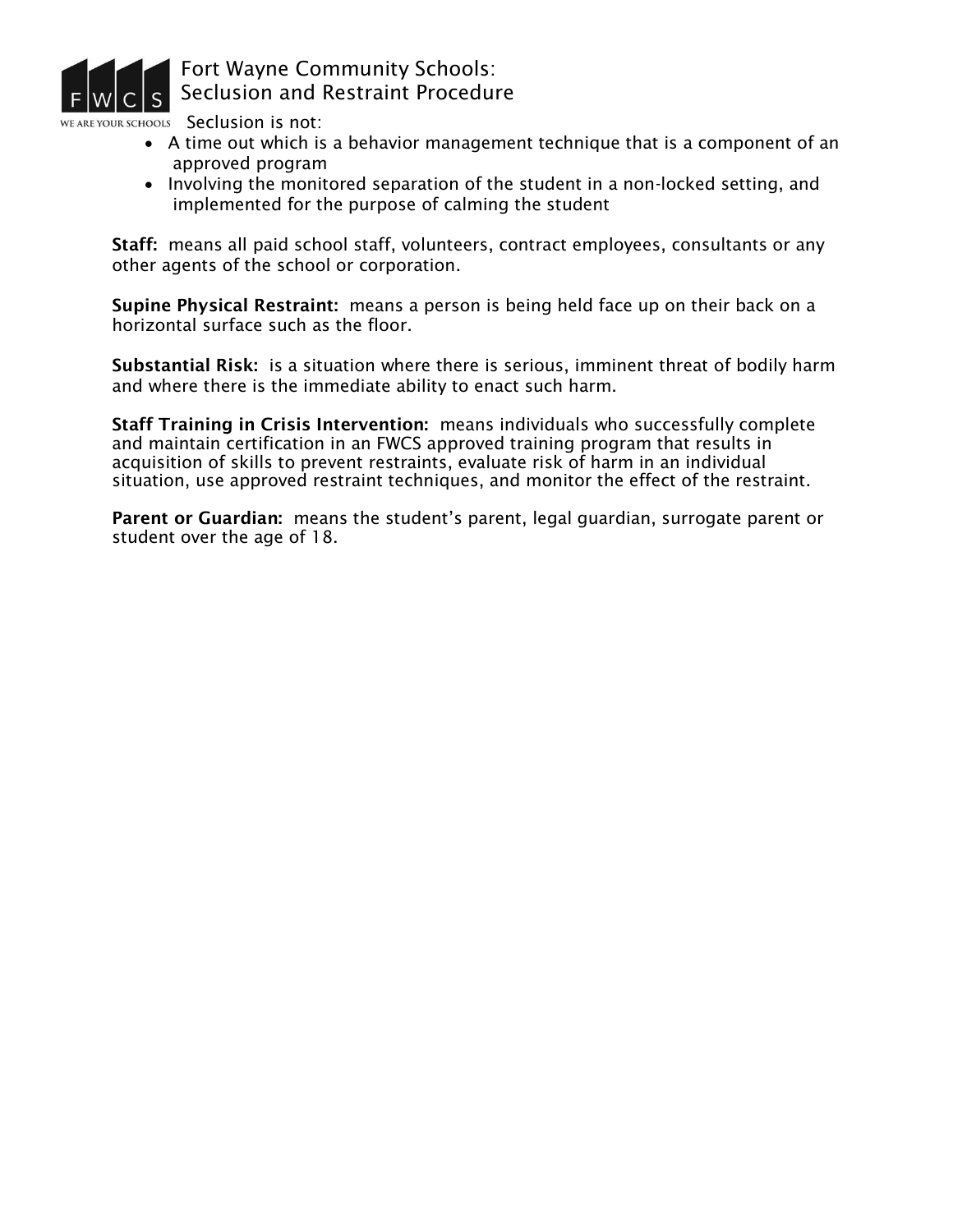Seclusion is not:

- A time out which is a behavior management technique that is a component of an approved program
- Involving the monitored separation of the student in a non-locked setting, and implemented for the purpose of calming the student

**Staff:** means all paid school staff, volunteers, contract employees, consultants or any other agents of the school or corporation.

**Supine Physical Restraint:** means a person is being held face up on their back on a horizontal surface such as the floor.

**Substantial Risk:** is a situation where there is serious, imminent threat of bodily harm and where there is the immediate ability to enact such harm.

**Staff Training in Crisis Intervention:** means individuals who successfully complete and maintain certification in an FWCS approved training program that results in acquisition of skills to prevent restraints, evaluate risk of harm in an individual situation, use approved restraint techniques, and monitor the effect of the restraint.

**Parent or Guardian:** means the student's parent, legal guardian, surrogate parent or student over the age of 18.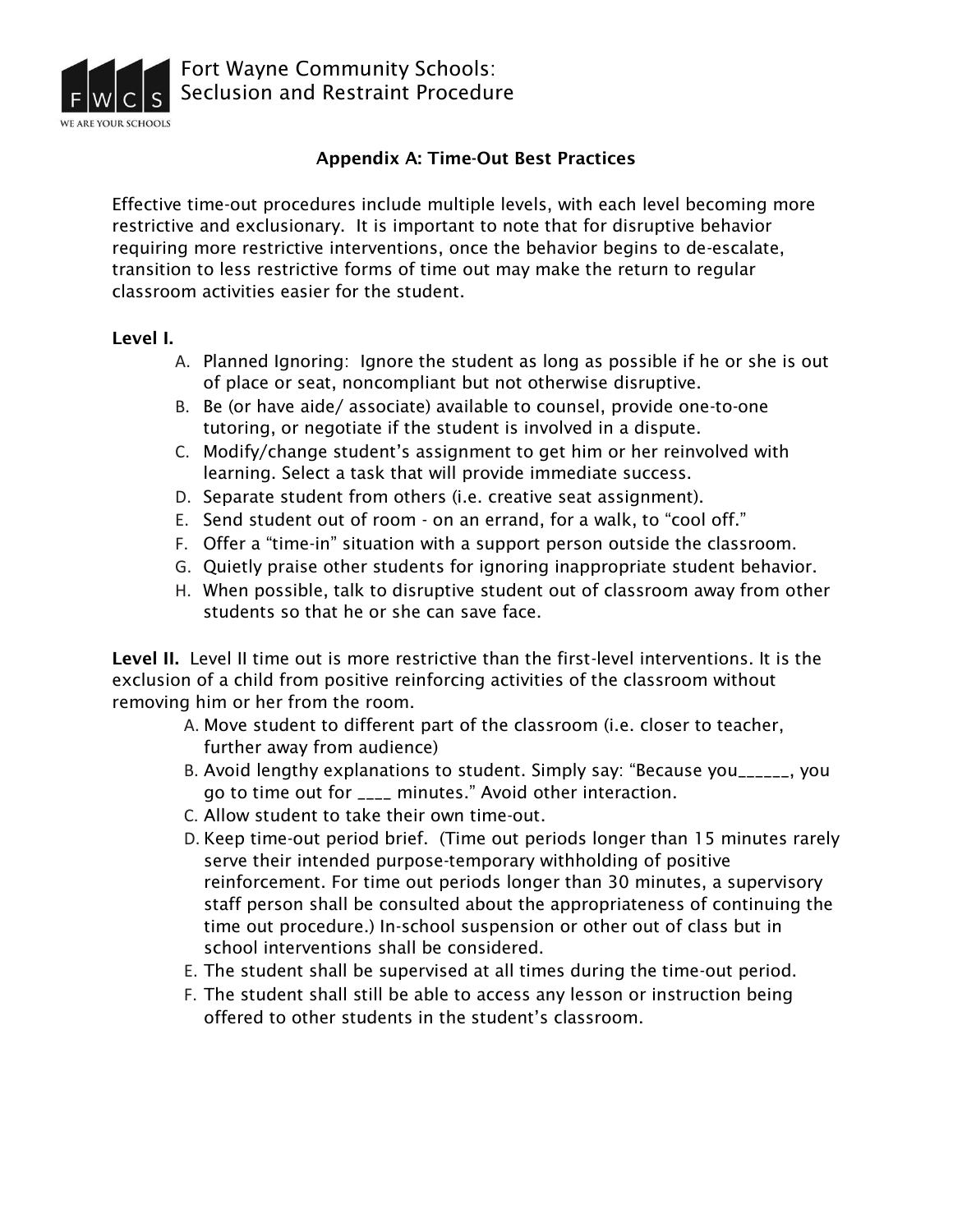## Appendix A: Time-Out Best Practices

Effective time-out procedures include multiple levels, with each level becoming more restrictive and exclusionary. It is important to note that for disruptive behavior requiring more restrictive interventions, once the behavior begins to de-escalate, transition to less restrictive forms of time out may make the return to regular classroom activities easier for the student.

**Level I.**

A. Planned Ignoring: Ignore the student as long as possible if he or she is out of place or seat, noncompliant but not otherwise disruptive.
B. Be (or have aide/ associate) available to counsel, provide one-to-one tutoring, or negotiate if the student is involved in a dispute.
C. Modify/change student's assignment to get him or her reinvolved with learning. Select a task that will provide immediate success.
D. Separate student from others (i.e. creative seat assignment).
E. Send student out of room - on an errand, for a walk, to "cool off."
F. Offer a "time-in" situation with a support person outside the classroom.
G. Quietly praise other students for ignoring inappropriate student behavior.
H. When possible, talk to disruptive student out of classroom away from other students so that he or she can save face.

**Level II.** Level II time out is more restrictive than the first-level interventions. It is the exclusion of a child from positive reinforcing activities of the classroom without removing him or her from the room.

A. Move student to different part of the classroom (i.e. closer to teacher, further away from audience)
B. Avoid lengthy explanations to student. Simply say: "Because you______, you go to time out for ____ minutes." Avoid other interaction.
C. Allow student to take their own time-out.
D. Keep time-out period brief. (Time out periods longer than 15 minutes rarely serve their intended purpose-temporary withholding of positive reinforcement. For time out periods longer than 30 minutes, a supervisory staff person shall be consulted about the appropriateness of continuing the time out procedure.) In-school suspension or other out of class but in school interventions shall be considered.
E. The student shall be supervised at all times during the time-out period.
F. The student shall still be able to access any lesson or instruction being offered to other students in the student's classroom.